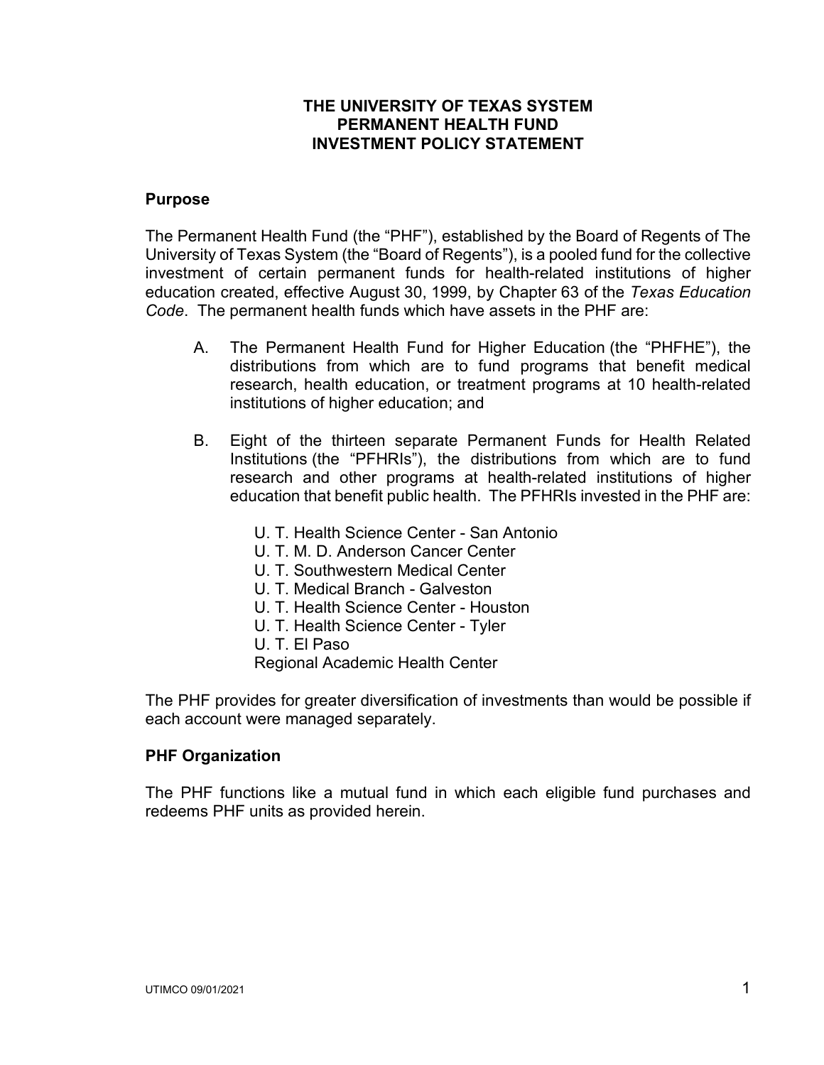# THE UNIVERSITY OF TEXAS SYSTEM
# PERMANENT HEALTH FUND
# INVESTMENT POLICY STATEMENT

## Purpose

The Permanent Health Fund (the "PHF"), established by the Board of Regents of The University of Texas System (the "Board of Regents"), is a pooled fund for the collective investment of certain permanent funds for health-related institutions of higher education created, effective August 30, 1999, by Chapter 63 of the *Texas Education Code*. The permanent health funds which have assets in the PHF are:

A. The Permanent Health Fund for Higher Education (the "PHFHE"), the distributions from which are to fund programs that benefit medical research, health education, or treatment programs at 10 health-related institutions of higher education; and

B. Eight of the thirteen separate Permanent Funds for Health Related Institutions (the "PFHRIs"), the distributions from which are to fund research and other programs at health-related institutions of higher education that benefit public health. The PFHRIs invested in the PHF are:

   U. T. Health Science Center - San Antonio
   U. T. M. D. Anderson Cancer Center
   U. T. Southwestern Medical Center
   U. T. Medical Branch - Galveston
   U. T. Health Science Center - Houston
   U. T. Health Science Center - Tyler
   U. T. El Paso
   Regional Academic Health Center

The PHF provides for greater diversification of investments than would be possible if each account were managed separately.

## PHF Organization

The PHF functions like a mutual fund in which each eligible fund purchases and redeems PHF units as provided herein.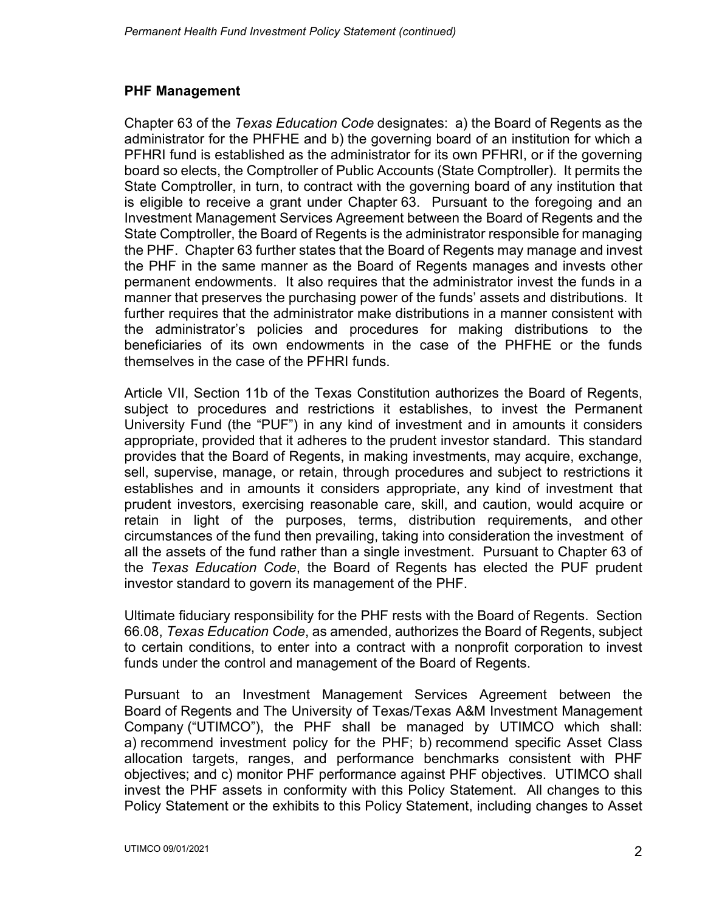## PHF Management

Chapter 63 of the *Texas Education Code* designates: a) the Board of Regents as the administrator for the PHFHE and b) the governing board of an institution for which a PFHRI fund is established as the administrator for its own PFHRI, or if the governing board so elects, the Comptroller of Public Accounts (State Comptroller). It permits the State Comptroller, in turn, to contract with the governing board of any institution that is eligible to receive a grant under Chapter 63. Pursuant to the foregoing and an Investment Management Services Agreement between the Board of Regents and the State Comptroller, the Board of Regents is the administrator responsible for managing the PHF. Chapter 63 further states that the Board of Regents may manage and invest the PHF in the same manner as the Board of Regents manages and invests other permanent endowments. It also requires that the administrator invest the funds in a manner that preserves the purchasing power of the funds' assets and distributions. It further requires that the administrator make distributions in a manner consistent with the administrator's policies and procedures for making distributions to the beneficiaries of its own endowments in the case of the PHFHE or the funds themselves in the case of the PFHRI funds.

Article VII, Section 11b of the Texas Constitution authorizes the Board of Regents, subject to procedures and restrictions it establishes, to invest the Permanent University Fund (the "PUF") in any kind of investment and in amounts it considers appropriate, provided that it adheres to the prudent investor standard. This standard provides that the Board of Regents, in making investments, may acquire, exchange, sell, supervise, manage, or retain, through procedures and subject to restrictions it establishes and in amounts it considers appropriate, any kind of investment that prudent investors, exercising reasonable care, skill, and caution, would acquire or retain in light of the purposes, terms, distribution requirements, and other circumstances of the fund then prevailing, taking into consideration the investment of all the assets of the fund rather than a single investment. Pursuant to Chapter 63 of the *Texas Education Code*, the Board of Regents has elected the PUF prudent investor standard to govern its management of the PHF.

Ultimate fiduciary responsibility for the PHF rests with the Board of Regents. Section 66.08, *Texas Education Code*, as amended, authorizes the Board of Regents, subject to certain conditions, to enter into a contract with a nonprofit corporation to invest funds under the control and management of the Board of Regents.

Pursuant to an Investment Management Services Agreement between the Board of Regents and The University of Texas/Texas A&M Investment Management Company ("UTIMCO"), the PHF shall be managed by UTIMCO which shall: a) recommend investment policy for the PHF; b) recommend specific Asset Class allocation targets, ranges, and performance benchmarks consistent with PHF objectives; and c) monitor PHF performance against PHF objectives. UTIMCO shall invest the PHF assets in conformity with this Policy Statement. All changes to this Policy Statement or the exhibits to this Policy Statement, including changes to Asset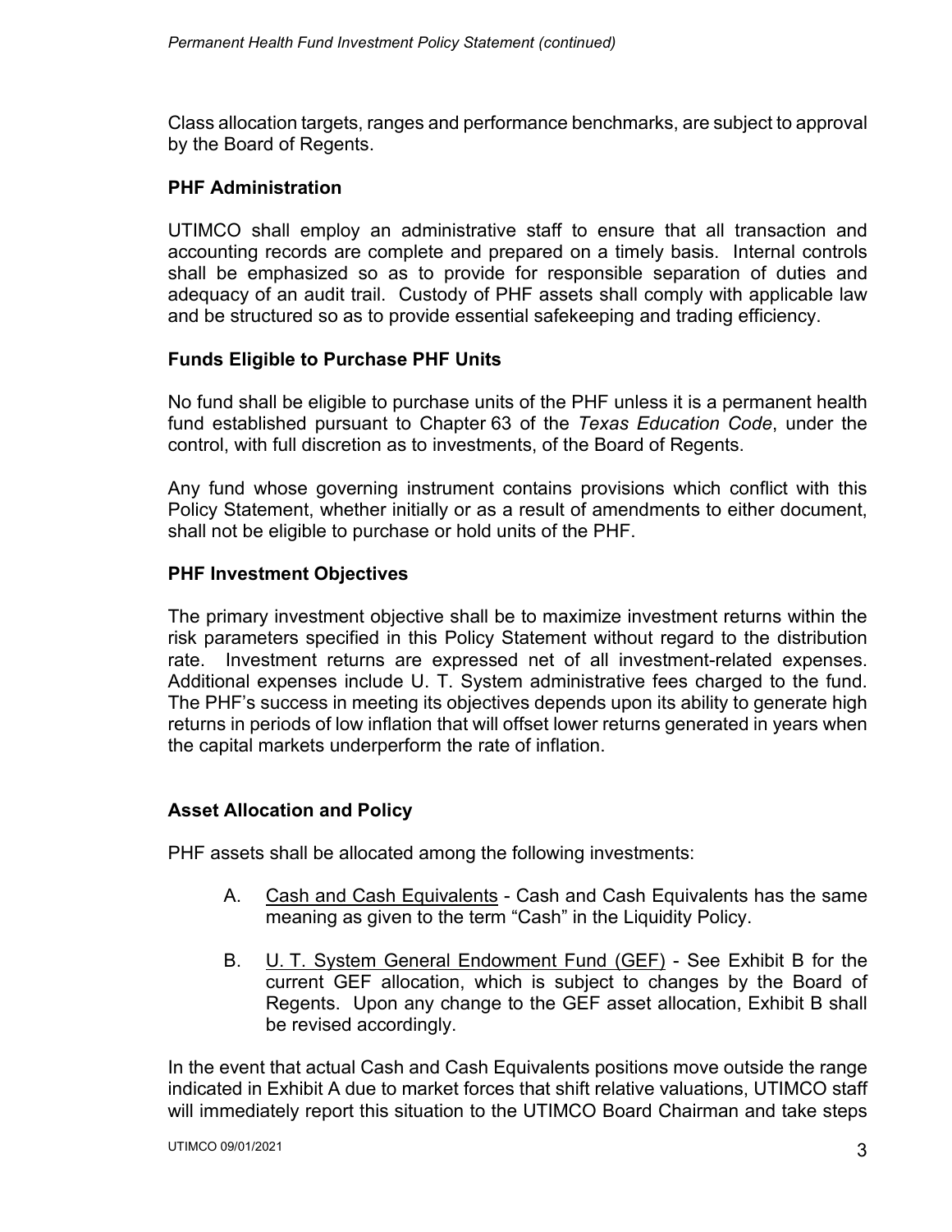Class allocation targets, ranges and performance benchmarks, are subject to approval by the Board of Regents.

## PHF Administration

UTIMCO shall employ an administrative staff to ensure that all transaction and accounting records are complete and prepared on a timely basis. Internal controls shall be emphasized so as to provide for responsible separation of duties and adequacy of an audit trail. Custody of PHF assets shall comply with applicable law and be structured so as to provide essential safekeeping and trading efficiency.

## Funds Eligible to Purchase PHF Units

No fund shall be eligible to purchase units of the PHF unless it is a permanent health fund established pursuant to Chapter 63 of the *Texas Education Code*, under the control, with full discretion as to investments, of the Board of Regents.

Any fund whose governing instrument contains provisions which conflict with this Policy Statement, whether initially or as a result of amendments to either document, shall not be eligible to purchase or hold units of the PHF.

## PHF Investment Objectives

The primary investment objective shall be to maximize investment returns within the risk parameters specified in this Policy Statement without regard to the distribution rate. Investment returns are expressed net of all investment-related expenses. Additional expenses include U. T. System administrative fees charged to the fund. The PHF's success in meeting its objectives depends upon its ability to generate high returns in periods of low inflation that will offset lower returns generated in years when the capital markets underperform the rate of inflation.

## Asset Allocation and Policy

PHF assets shall be allocated among the following investments:

A. Cash and Cash Equivalents - Cash and Cash Equivalents has the same meaning as given to the term "Cash" in the Liquidity Policy.

B. U. T. System General Endowment Fund (GEF) - See Exhibit B for the current GEF allocation, which is subject to changes by the Board of Regents. Upon any change to the GEF asset allocation, Exhibit B shall be revised accordingly.

In the event that actual Cash and Cash Equivalents positions move outside the range indicated in Exhibit A due to market forces that shift relative valuations, UTIMCO staff will immediately report this situation to the UTIMCO Board Chairman and take steps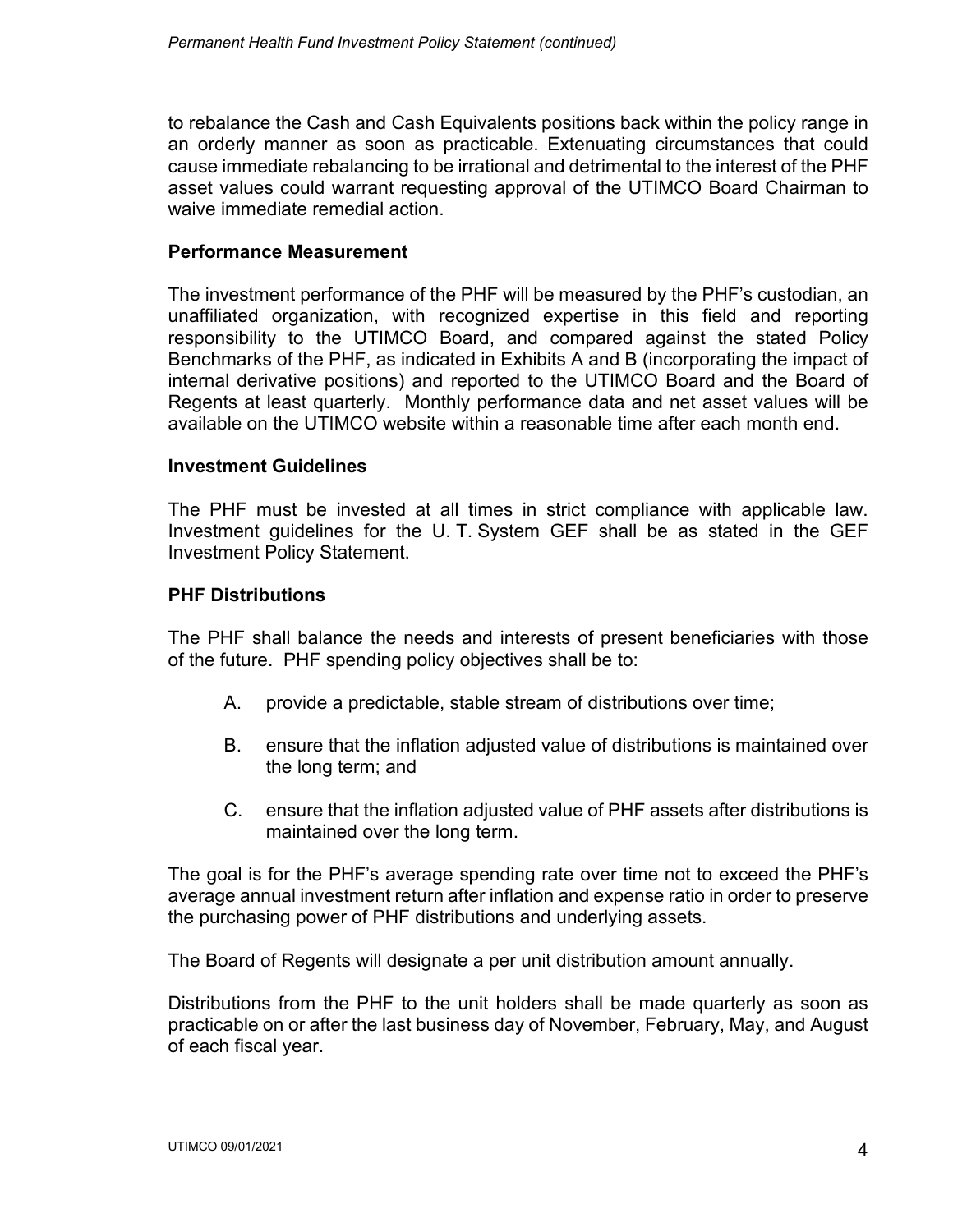to rebalance the Cash and Cash Equivalents positions back within the policy range in an orderly manner as soon as practicable. Extenuating circumstances that could cause immediate rebalancing to be irrational and detrimental to the interest of the PHF asset values could warrant requesting approval of the UTIMCO Board Chairman to waive immediate remedial action.

## Performance Measurement

The investment performance of the PHF will be measured by the PHF's custodian, an unaffiliated organization, with recognized expertise in this field and reporting responsibility to the UTIMCO Board, and compared against the stated Policy Benchmarks of the PHF, as indicated in Exhibits A and B (incorporating the impact of internal derivative positions) and reported to the UTIMCO Board and the Board of Regents at least quarterly. Monthly performance data and net asset values will be available on the UTIMCO website within a reasonable time after each month end.

## Investment Guidelines

The PHF must be invested at all times in strict compliance with applicable law. Investment guidelines for the U. T. System GEF shall be as stated in the GEF Investment Policy Statement.

## PHF Distributions

The PHF shall balance the needs and interests of present beneficiaries with those of the future. PHF spending policy objectives shall be to:

A. provide a predictable, stable stream of distributions over time;

B. ensure that the inflation adjusted value of distributions is maintained over the long term; and

C. ensure that the inflation adjusted value of PHF assets after distributions is maintained over the long term.

The goal is for the PHF's average spending rate over time not to exceed the PHF's average annual investment return after inflation and expense ratio in order to preserve the purchasing power of PHF distributions and underlying assets.

The Board of Regents will designate a per unit distribution amount annually.

Distributions from the PHF to the unit holders shall be made quarterly as soon as practicable on or after the last business day of November, February, May, and August of each fiscal year.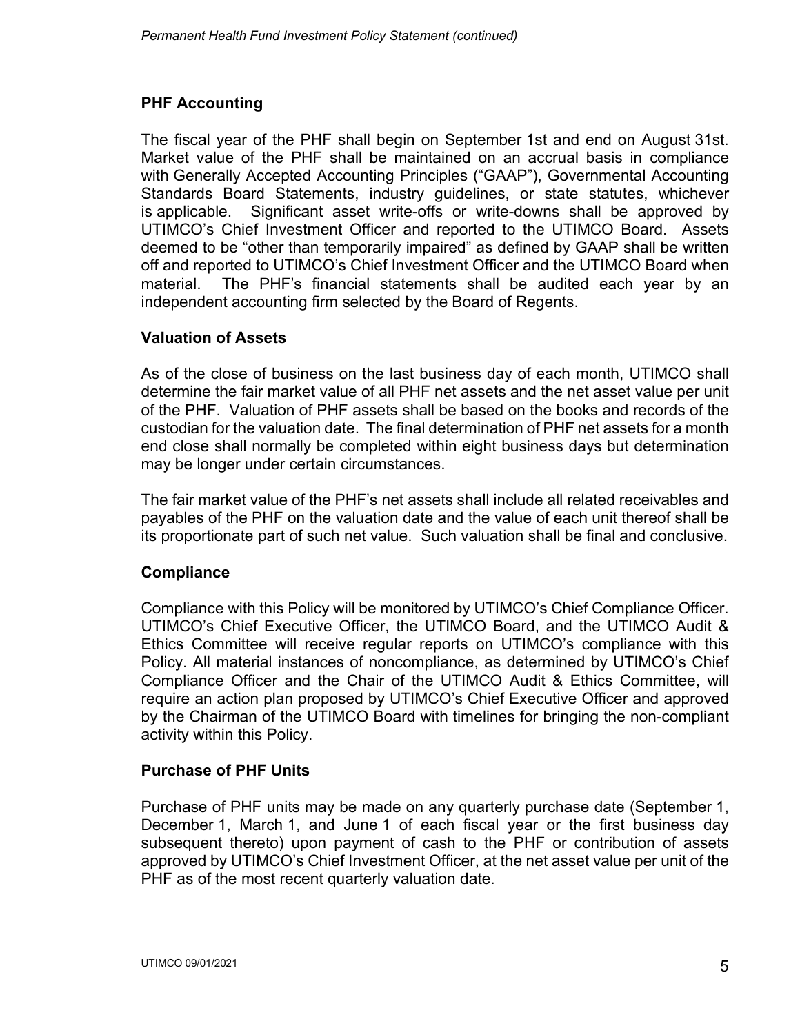## PHF Accounting

The fiscal year of the PHF shall begin on September 1st and end on August 31st. Market value of the PHF shall be maintained on an accrual basis in compliance with Generally Accepted Accounting Principles ("GAAP"), Governmental Accounting Standards Board Statements, industry guidelines, or state statutes, whichever is applicable. Significant asset write-offs or write-downs shall be approved by UTIMCO's Chief Investment Officer and reported to the UTIMCO Board. Assets deemed to be "other than temporarily impaired" as defined by GAAP shall be written off and reported to UTIMCO's Chief Investment Officer and the UTIMCO Board when material. The PHF's financial statements shall be audited each year by an independent accounting firm selected by the Board of Regents.

## Valuation of Assets

As of the close of business on the last business day of each month, UTIMCO shall determine the fair market value of all PHF net assets and the net asset value per unit of the PHF. Valuation of PHF assets shall be based on the books and records of the custodian for the valuation date. The final determination of PHF net assets for a month end close shall normally be completed within eight business days but determination may be longer under certain circumstances.

The fair market value of the PHF's net assets shall include all related receivables and payables of the PHF on the valuation date and the value of each unit thereof shall be its proportionate part of such net value. Such valuation shall be final and conclusive.

## Compliance

Compliance with this Policy will be monitored by UTIMCO's Chief Compliance Officer. UTIMCO's Chief Executive Officer, the UTIMCO Board, and the UTIMCO Audit & Ethics Committee will receive regular reports on UTIMCO's compliance with this Policy. All material instances of noncompliance, as determined by UTIMCO's Chief Compliance Officer and the Chair of the UTIMCO Audit & Ethics Committee, will require an action plan proposed by UTIMCO's Chief Executive Officer and approved by the Chairman of the UTIMCO Board with timelines for bringing the non-compliant activity within this Policy.

## Purchase of PHF Units

Purchase of PHF units may be made on any quarterly purchase date (September 1, December 1, March 1, and June 1 of each fiscal year or the first business day subsequent thereto) upon payment of cash to the PHF or contribution of assets approved by UTIMCO's Chief Investment Officer, at the net asset value per unit of the PHF as of the most recent quarterly valuation date.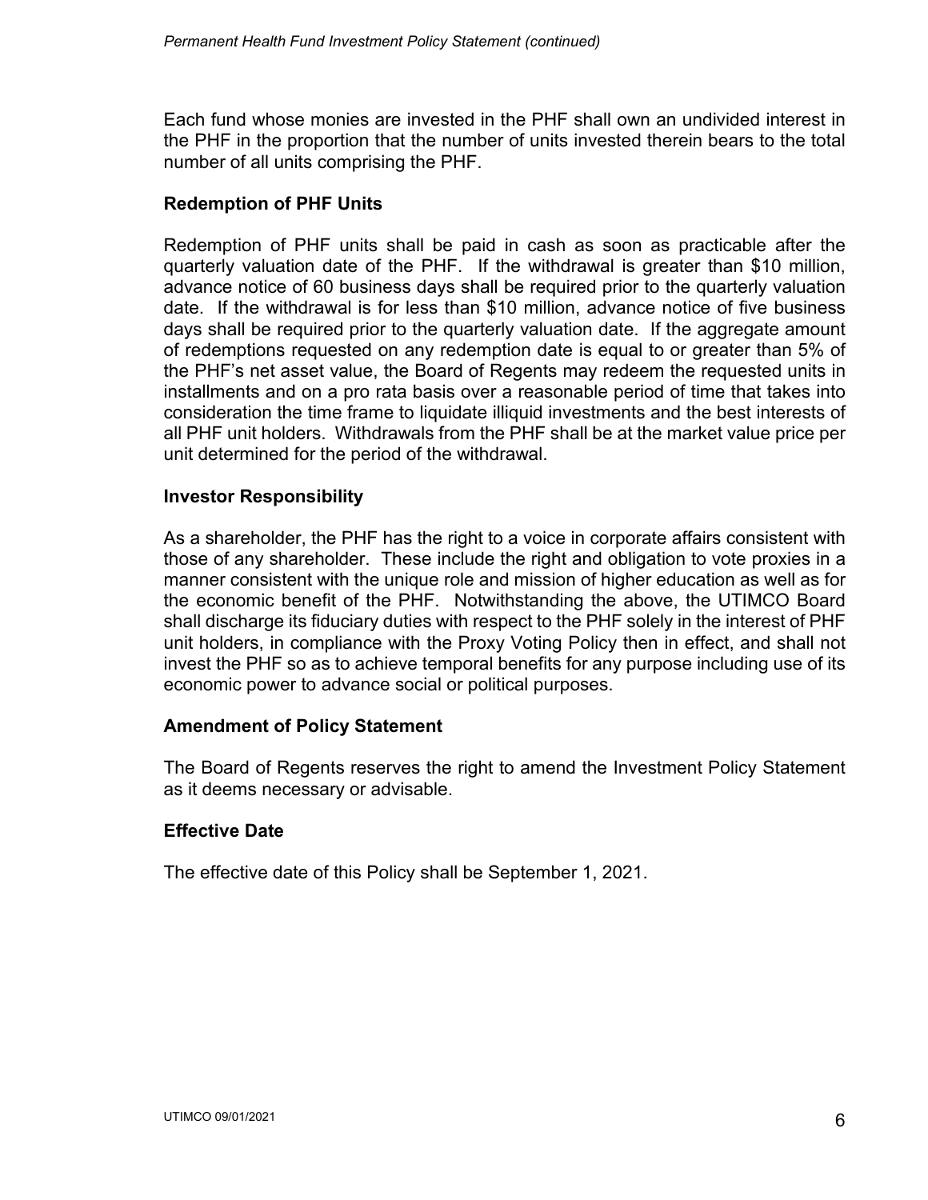Each fund whose monies are invested in the PHF shall own an undivided interest in the PHF in the proportion that the number of units invested therein bears to the total number of all units comprising the PHF.

**Redemption of PHF Units**

Redemption of PHF units shall be paid in cash as soon as practicable after the quarterly valuation date of the PHF. If the withdrawal is greater than $10 million, advance notice of 60 business days shall be required prior to the quarterly valuation date. If the withdrawal is for less than $10 million, advance notice of five business days shall be required prior to the quarterly valuation date. If the aggregate amount of redemptions requested on any redemption date is equal to or greater than 5% of the PHF's net asset value, the Board of Regents may redeem the requested units in installments and on a pro rata basis over a reasonable period of time that takes into consideration the time frame to liquidate illiquid investments and the best interests of all PHF unit holders. Withdrawals from the PHF shall be at the market value price per unit determined for the period of the withdrawal.

**Investor Responsibility**

As a shareholder, the PHF has the right to a voice in corporate affairs consistent with those of any shareholder. These include the right and obligation to vote proxies in a manner consistent with the unique role and mission of higher education as well as for the economic benefit of the PHF. Notwithstanding the above, the UTIMCO Board shall discharge its fiduciary duties with respect to the PHF solely in the interest of PHF unit holders, in compliance with the Proxy Voting Policy then in effect, and shall not invest the PHF so as to achieve temporal benefits for any purpose including use of its economic power to advance social or political purposes.

**Amendment of Policy Statement**

The Board of Regents reserves the right to amend the Investment Policy Statement as it deems necessary or advisable.

**Effective Date**

The effective date of this Policy shall be September 1, 2021.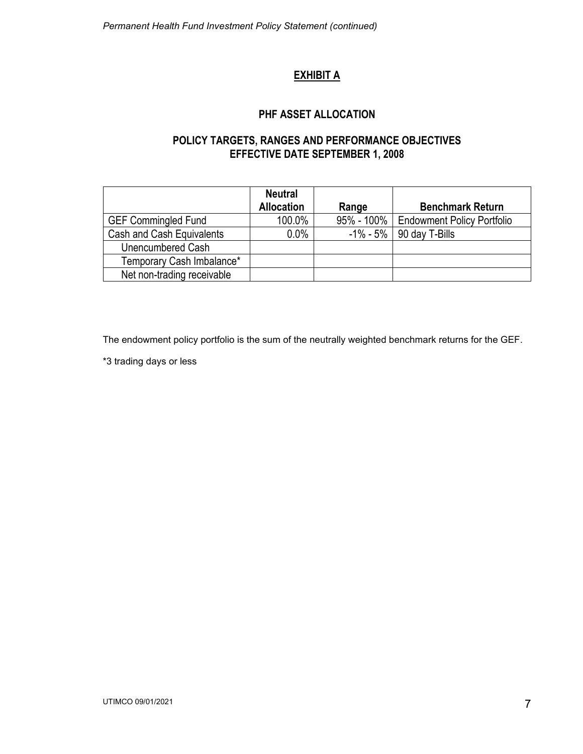## EXHIBIT A

### PHF ASSET ALLOCATION

### POLICY TARGETS, RANGES AND PERFORMANCE OBJECTIVES
### EFFECTIVE DATE SEPTEMBER 1, 2008

| | Neutral Allocation | Range | Benchmark Return |
|---|---|---|---|
| GEF Commingled Fund | 100.0% | 95% - 100% | Endowment Policy Portfolio |
| Cash and Cash Equivalents | 0.0% | -1% - 5% | 90 day T-Bills |
| Unencumbered Cash | | | |
| Temporary Cash Imbalance* | | | |
| Net non-trading receivable | | | |

The endowment policy portfolio is the sum of the neutrally weighted benchmark returns for the GEF.

*3 trading days or less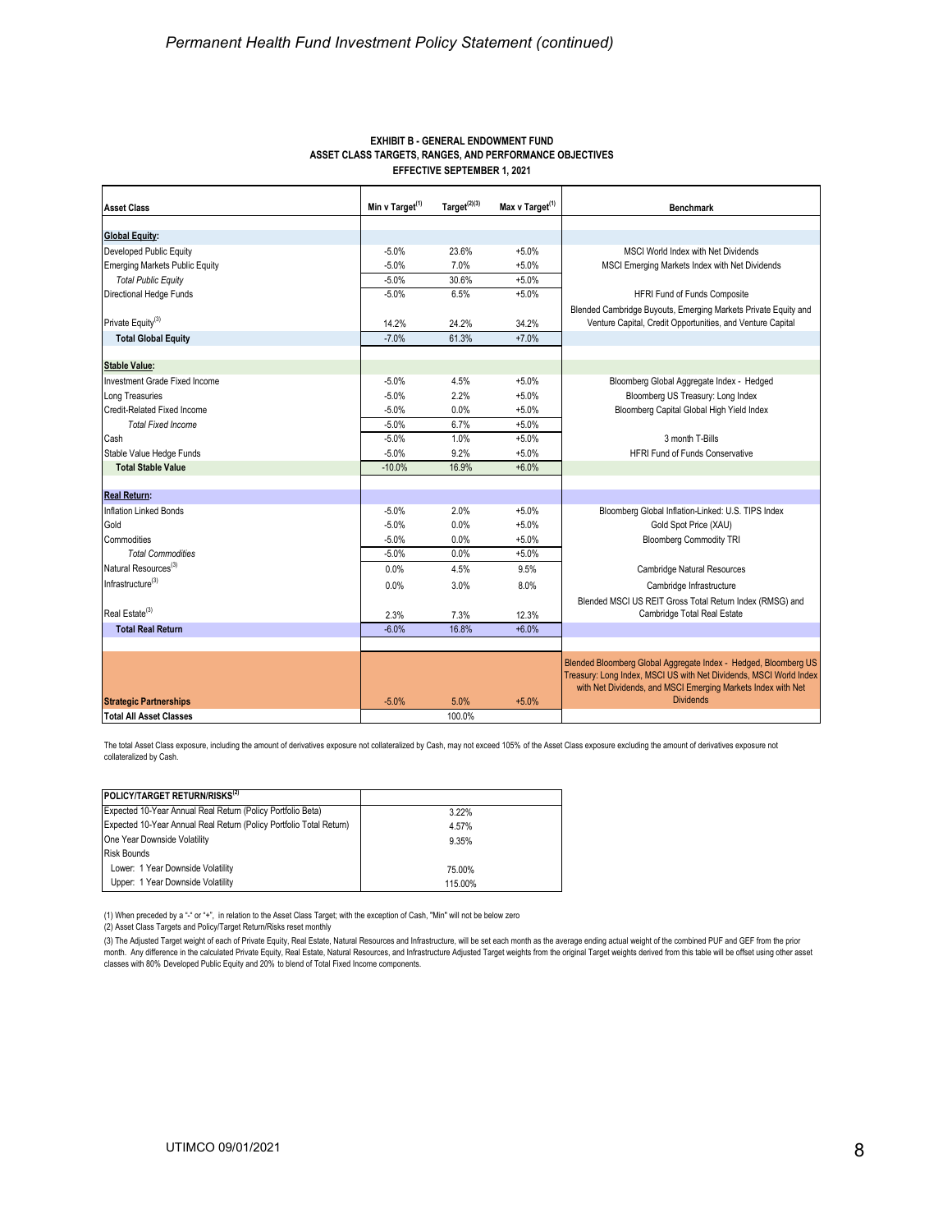## EXHIBIT B - GENERAL ENDOWMENT FUND
## ASSET CLASS TARGETS, RANGES, AND PERFORMANCE OBJECTIVES
## EFFECTIVE SEPTEMBER 1, 2021

| Asset Class | Min v Target[1] | Target[2][3] | Max v Target[1] | Benchmark |
|---|---|---|---|---|
| **Global Equity:** | | | | |
| Developed Public Equity | -5.0% | 23.6% | +5.0% | MSCI World Index with Net Dividends |
| Emerging Markets Public Equity | -5.0% | 7.0% | +5.0% | MSCI Emerging Markets Index with Net Dividends |
| *Total Public Equity* | -5.0% | 30.6% | +5.0% | |
| Directional Hedge Funds | -5.0% | 6.5% | +5.0% | HFRI Fund of Funds Composite |
| Private Equity[3] | 14.2% | 24.2% | 34.2% | Blended Cambridge Buyouts, Emerging Markets Private Equity and Venture Capital, Credit Opportunities, and Venture Capital |
| **Total Global Equity** | -7.0% | 61.3% | +7.0% | |
| **Stable Value:** | | | | |
| Investment Grade Fixed Income | -5.0% | 4.5% | +5.0% | Bloomberg Global Aggregate Index - Hedged |
| Long Treasuries | -5.0% | 2.2% | +5.0% | Bloomberg US Treasury: Long Index |
| Credit-Related Fixed Income | -5.0% | 0.0% | +5.0% | Bloomberg Capital Global High Yield Index |
| *Total Fixed Income* | -5.0% | 6.7% | +5.0% | |
| Cash | -5.0% | 1.0% | +5.0% | 3 month T-Bills |
| Stable Value Hedge Funds | -5.0% | 9.2% | +5.0% | HFRI Fund of Funds Conservative |
| **Total Stable Value** | -10.0% | 16.9% | +6.0% | |
| **Real Return:** | | | | |
| Inflation Linked Bonds | -5.0% | 2.0% | +5.0% | Bloomberg Global Inflation-Linked: U.S. TIPS Index |
| Gold | -5.0% | 0.0% | +5.0% | Gold Spot Price (XAU) |
| Commodities | -5.0% | 0.0% | +5.0% | Bloomberg Commodity TRI |
| *Total Commodities* | -5.0% | 0.0% | +5.0% | |
| Natural Resources[3] | 0.0% | 4.5% | 9.5% | Cambridge Natural Resources |
| Infrastructure[3] | 0.0% | 3.0% | 8.0% | Cambridge Infrastructure |
| Real Estate[3] | 2.3% | 7.3% | 12.3% | Blended MSCI US REIT Gross Total Return Index (RMSG) and Cambridge Total Real Estate |
| **Total Real Return** | -6.0% | 16.8% | +6.0% | |
| **Strategic Partnerships** | -5.0% | 5.0% | +5.0% | Blended Bloomberg Global Aggregate Index - Hedged, Bloomberg US Treasury: Long Index, MSCI US with Net Dividends, MSCI World Index with Net Dividends, and MSCI Emerging Markets Index with Net Dividends |
| **Total All Asset Classes** | | 100.0% | | |

The total Asset Class exposure, including the amount of derivatives exposure not collateralized by Cash, may not exceed 105% of the Asset Class exposure excluding the amount of derivatives exposure not collateralized by Cash.

| POLICY/TARGET RETURN/RISKS[2] | |
|---|---|
| Expected 10-Year Annual Real Return (Policy Portfolio Beta) | 3.22% |
| Expected 10-Year Annual Real Return (Policy Portfolio Total Return) | 4.57% |
| One Year Downside Volatility | 9.35% |
| Risk Bounds | |
| Lower: 1 Year Downside Volatility | 75.00% |
| Upper: 1 Year Downside Volatility | 115.00% |

(1) When preceded by a "-" or "+", in relation to the Asset Class Target; with the exception of Cash, "Min" will not be below zero

(2) Asset Class Targets and Policy/Target Return/Risks reset monthly

(3) The Adjusted Target weight of each of Private Equity, Real Estate, Natural Resources and Infrastructure, will be set each month as the average ending actual weight of the combined PUF and GEF from the prior month. Any difference in the calculated Private Equity, Real Estate, Natural Resources, and Infrastructure Adjusted Target weights from the original Target weights derived from this table will be offset using other asset classes with 80% Developed Public Equity and 20% to blend of Total Fixed Income components.